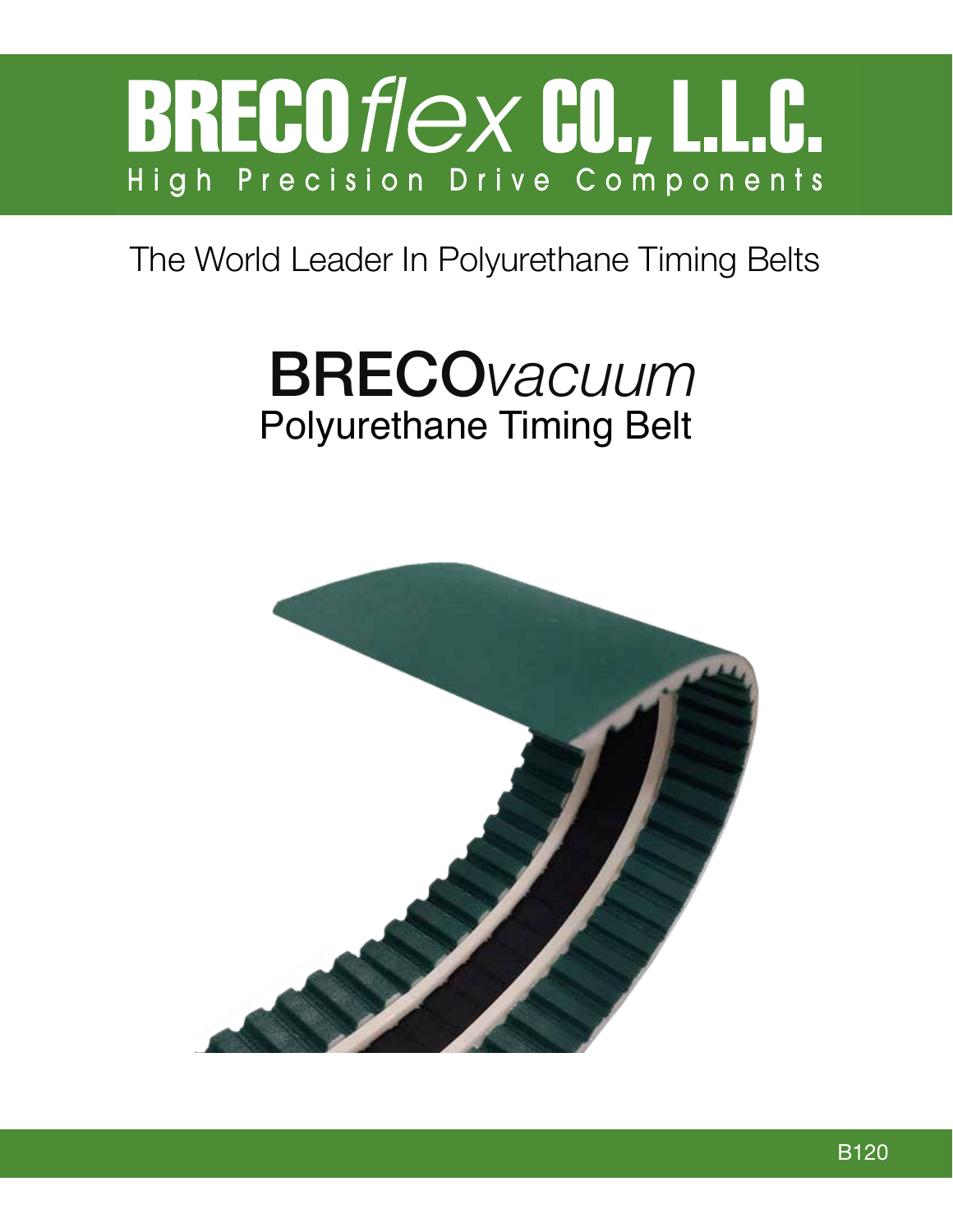# BRECO*flex* CO., L.L.C.

High Precision Drive Components

The World Leader In Polyurethane Timing Belts

## BRECO*vacuum*

## Polyurethane Timing Belt

B120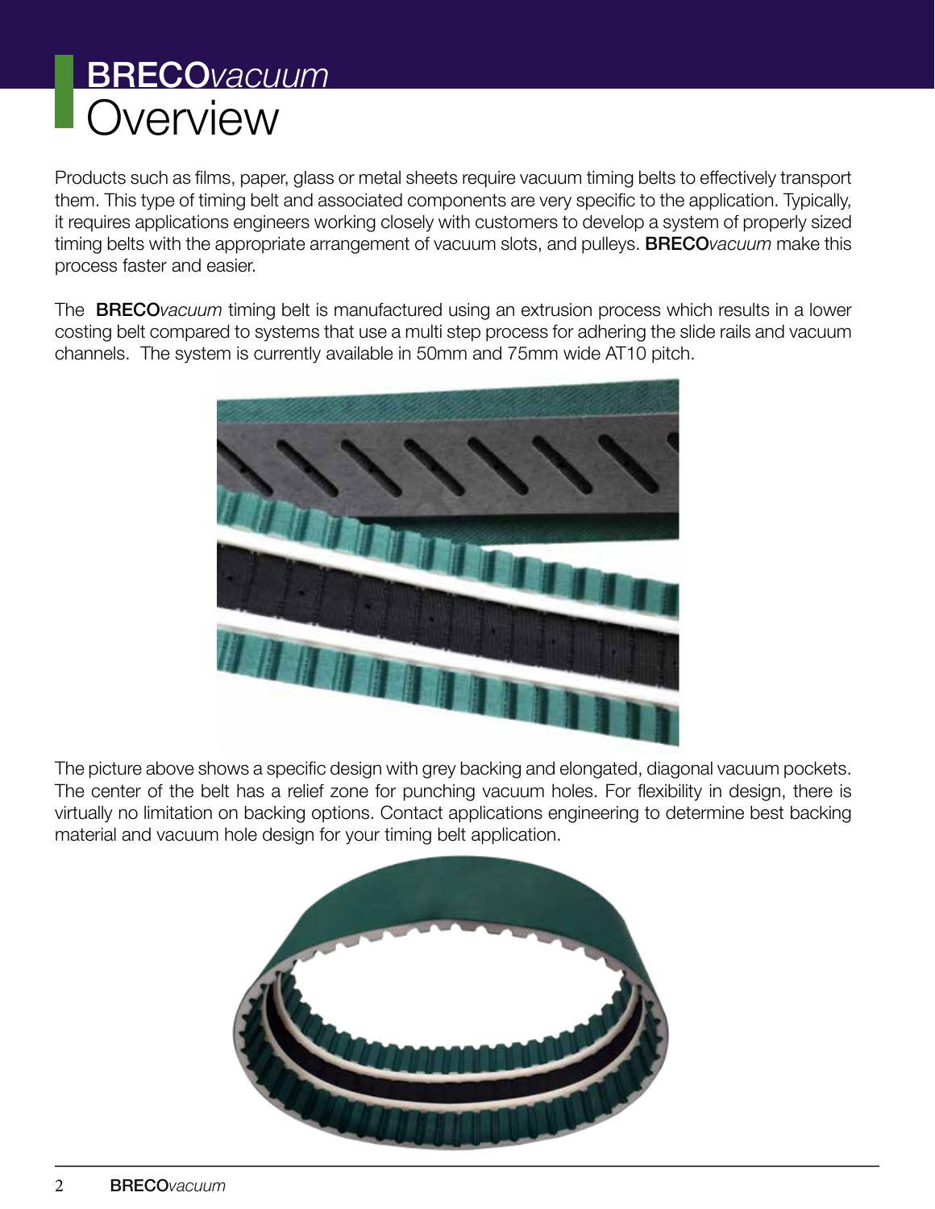# **BRECO***vacuum* Overview

Products such as films, paper, glass or metal sheets require vacuum timing belts to effectively transport them. This type of timing belt and associated components are very specific to the application. Typically, it requires applications engineers working closely with customers to develop a system of properly sized timing belts with the appropriate arrangement of vacuum slots, and pulleys. **BRECO***vacuum* make this process faster and easier.

The **BRECO***vacuum* timing belt is manufactured using an extrusion process which results in a lower costing belt compared to systems that use a multi step process for adhering the slide rails and vacuum channels. The system is currently available in 50mm and 75mm wide AT10 pitch.

The picture above shows a specific design with grey backing and elongated, diagonal vacuum pockets. The center of the belt has a relief zone for punching vacuum holes. For flexibility in design, there is virtually no limitation on backing options. Contact applications engineering to determine best backing material and vacuum hole design for your timing belt application.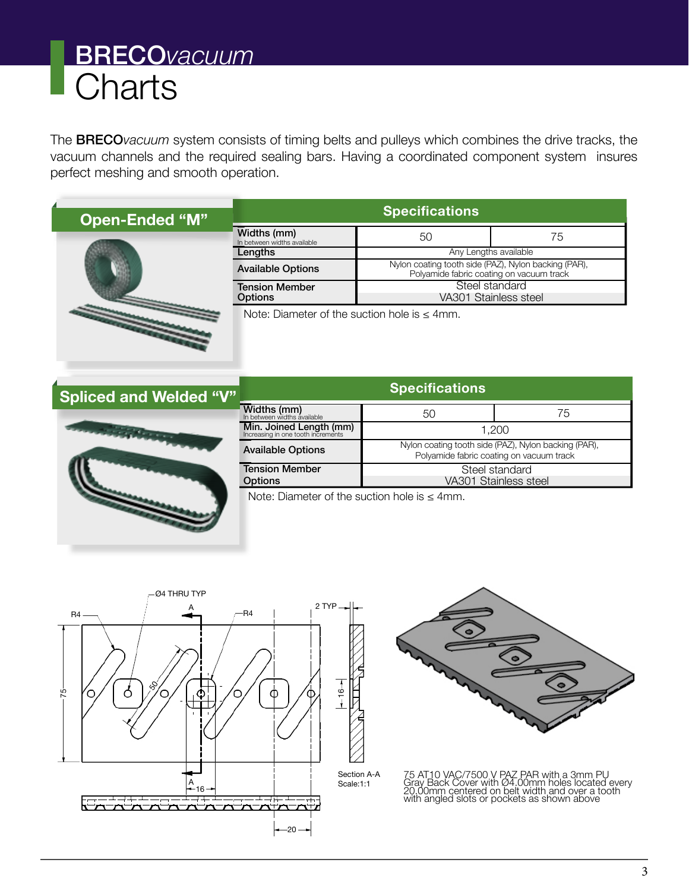# BRECO*vacuum*
# Charts

The **BRECO***vacuum* system consists of timing belts and pulleys which combines the drive tracks, the vacuum channels and the required sealing bars. Having a coordinated component system insures perfect meshing and smooth operation.

## Open-Ended "M"

| Specifications | | |
|---|---|---|
| Widths (mm) In between widths available | 50 | 75 |
| Lengths | Any Lengths available | |
| Available Options | Nylon coating tooth side (PAZ), Nylon backing (PAR), Polyamide fabric coating on vacuum track | |
| Tension Member Options | Steel standard | |
| | VA301 Stainless steel | |

Note: Diameter of the suction hole is ≤ 4mm.

## Spliced and Welded "V"

| Specifications | | |
|---|---|---|
| Widths (mm) In between widths available | 50 | 75 |
| Min. Joined Length (mm) Increasing in one tooth increments | 1,200 | |
| Available Options | Nylon coating tooth side (PAZ), Nylon backing (PAR), Polyamide fabric coating on vacuum track | |
| Tension Member Options | Steel standard | |
| | VA301 Stainless steel | |

Note: Diameter of the suction hole is ≤ 4mm.

Section A-A
Scale:1:1

75 AT10 VAC/7500 V PAZ PAR with a 3mm PU Gray Back Cover with Ø4.00mm holes located every 20.00mm centered on belt width and over a tooth with angled slots or pockets as shown above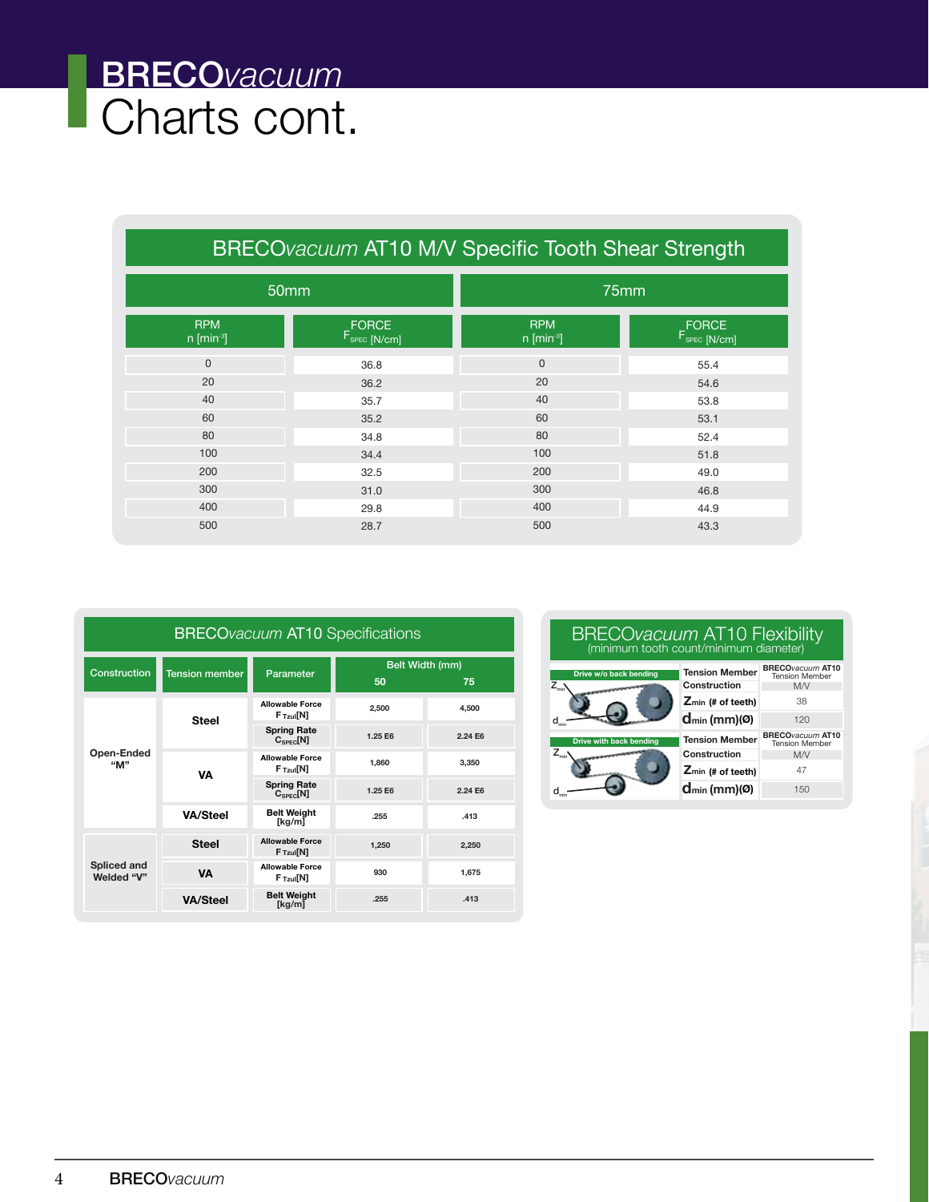# BRECO*vacuum* Charts cont.

## BRECO*vacuum* AT10 M/V Specific Tooth Shear Strength

| 50mm | | 75mm | |
|---|---|---|---|
| RPM n [$min^{-1}$] | FORCE $F_{SPEC}$ [N/cm] | RPM n [$min^{-1}$] | FORCE $F_{SPEC}$ [N/cm] |
| 0 | 36.8 | 0 | 55.4 |
| 20 | 36.2 | 20 | 54.6 |
| 40 | 35.7 | 40 | 53.8 |
| 60 | 35.2 | 60 | 53.1 |
| 80 | 34.8 | 80 | 52.4 |
| 100 | 34.4 | 100 | 51.8 |
| 200 | 32.5 | 200 | 49.0 |
| 300 | 31.0 | 300 | 46.8 |
| 400 | 29.8 | 400 | 44.9 |
| 500 | 28.7 | 500 | 43.3 |

## BRECO*vacuum* AT10 Specifications

| Construction | Tension member | Parameter | Belt Width (mm) 50 | 75 |
|---|---|---|---|---|
| Open-Ended "M" | Steel | Allowable Force $F_{Tzul}$[N] | 2,500 | 4,500 |
| | | Spring Rate $C_{SPEC}$[N] | 1.25 E6 | 2.24 E6 |
| | VA | Allowable Force $F_{Tzul}$[N] | 1,860 | 3,350 |
| | | Spring Rate $C_{SPEC}$[N] | 1.25 E6 | 2.24 E6 |
| | VA/Steel | Belt Weight [kg/m] | .255 | .413 |
| Spliced and Welded "V" | Steel | Allowable Force $F_{Tzul}$[N] | 1,250 | 2,250 |
| | VA | Allowable Force $F_{Tzul}$[N] | 930 | 1,675 |
| | VA/Steel | Belt Weight [kg/m] | .255 | .413 |

## BRECO*vacuum* AT10 Flexibility
(minimum tooth count/minimum diameter)

**Drive w/o back bending**

| Tension Member Construction | BRECO*vacuum* AT10 Tension Member M/V |
|---|---|
| $Z_{min}$ (# of teeth) | 38 |
| $d_{min}$ (mm)(Ø) | 120 |

**Drive with back bending**

| Tension Member Construction | BRECO*vacuum* AT10 Tension Member M/V |
|---|---|
| $Z_{min}$ (# of teeth) | 47 |
| $d_{min}$ (mm)(Ø) | 150 |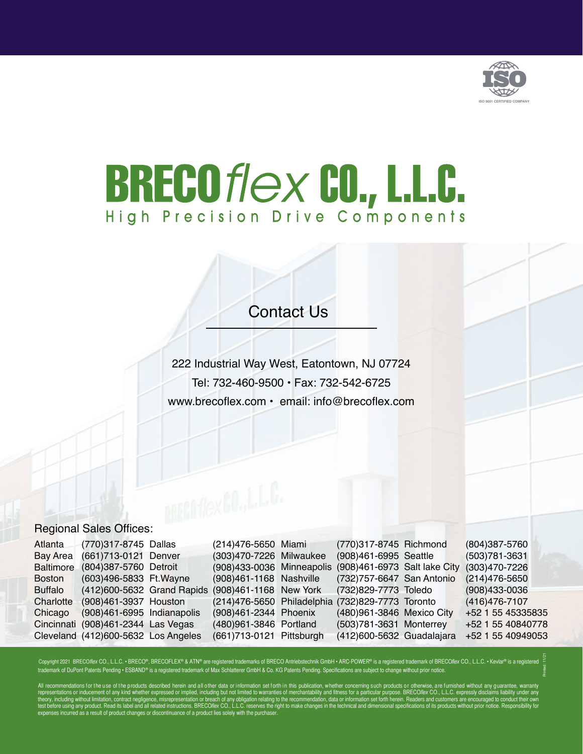ISO 9001 CERTIFIED COMPANY

# BRECO*flex* CO., L.L.C.

High Precision Drive Components

## Contact Us

222 Industrial Way West, Eatontown, NJ 07724

Tel: 732-460-9500 • Fax: 732-542-6725

www.brecoflex.com • email: info@brecoflex.com

### Regional Sales Offices:

| | | | | | | | |
|---|---|---|---|---|---|---|---|
| Atlanta | (770)317-8745 | Dallas | (214)476-5650 | Miami | (770)317-8745 | Richmond | (804)387-5760 |
| Bay Area | (661)713-0121 | Denver | (303)470-7226 | Milwaukee | (908)461-6995 | Seattle | (503)781-3631 |
| Baltimore | (804)387-5760 | Detroit | (908)433-0036 | Minneapolis | (908)461-6973 | Salt lake City | (303)470-7226 |
| Boston | (603)496-5833 | Ft.Wayne | (908)461-1168 | Nashville | (732)757-6647 | San Antonio | (214)476-5650 |
| Buffalo | (412)600-5632 | Grand Rapids | (908)461-1168 | New York | (732)829-7773 | Toledo | (908)433-0036 |
| Charlotte | (908)461-3937 | Houston | (214)476-5650 | Philadelphia | (732)829-7773 | Toronto | (416)476-7107 |
| Chicago | (908)461-6995 | Indianapolis | (908)461-2344 | Phoenix | (480)961-3846 | Mexico City | +52 1 55 45335835 |
| Cincinnati | (908)461-2344 | Las Vegas | (480)961-3846 | Portland | (503)781-3631 | Monterrey | +52 1 55 40840778 |
| Cleveland | (412)600-5632 | Los Angeles | (661)713-0121 | Pittsburgh | (412)600-5632 | Guadalajara | +52 1 55 40949053 |

Copyright 2021 BRECO*flex* CO., L.L.C. • BRECO®, BRECOFLEX® & ATN® are registered trademarks of BRECO Antriebstechnik GmbH • ARC-POWER® is a registered trademark of BRECO*flex* CO., L.L.C. • Kevlar® is a registered trademark of DuPont Patents Pending • ESBAND® is a registered trademark of Max Schlatterer GmbH & Co. KG Patents Pending. Specifications are subject to change without prior notice.

Printed: 11/21

All recommendations for the use of the products described herein and all other data or information set forth in this publication, whether concerning such products or otherwise, are furnished without any guarantee, warranty representations or inducement of any kind whether expressed or implied, including but not limited to warranties of merchantability and fitness for a particular purpose. BRECO*flex* CO., L.L.C. expressly disclaims liability under any theory, including without limitation, contract negligence, misrepresentation or breach of any obligation relating to the recommendation, data or information set forth herein. Readers and customers are encouraged to conduct their own test before using any product. Read its label and all related instructions. BRECO*flex* CO., L.L.C. reserves the right to make changes in the technical and dimensional specifications of its products without prior notice. Responsibility for expenses incurred as a result of product changes or discontinuance of a product lies solely with the purchaser.